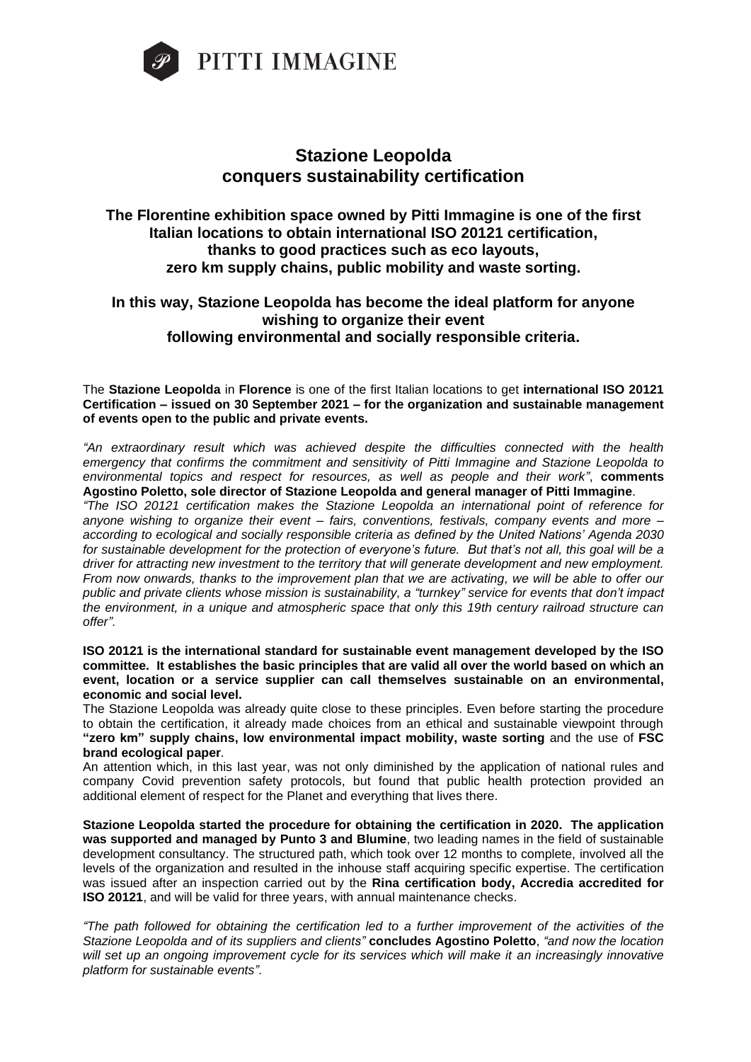PITTI IMMAGINE

# Stazione Leopolda conquers sustainability certification

## The Florentine exhibition space owned by Pitti Immagine is one of the first Italian locations to obtain international ISO 20121 certification, thanks to good practices such as eco layouts, zero km supply chains, public mobility and waste sorting.

## In this way, Stazione Leopolda has become the ideal platform for anyone wishing to organize their event following environmental and socially responsible criteria.

The **Stazione Leopolda** in **Florence** is one of the first Italian locations to get **international ISO 20121 Certification – issued on 30 September 2021 – for the organization and sustainable management of events open to the public and private events.**

*"An extraordinary result which was achieved despite the difficulties connected with the health emergency that confirms the commitment and sensitivity of Pitti Immagine and Stazione Leopolda to environmental topics and respect for resources, as well as people and their work"*, **comments Agostino Poletto, sole director of Stazione Leopolda and general manager of Pitti Immagine**.

*"The ISO 20121 certification makes the Stazione Leopolda an international point of reference for anyone wishing to organize their event – fairs, conventions, festivals, company events and more – according to ecological and socially responsible criteria as defined by the United Nations' Agenda 2030 for sustainable development for the protection of everyone's future. But that's not all, this goal will be a driver for attracting new investment to the territory that will generate development and new employment. From now onwards, thanks to the improvement plan that we are activating, we will be able to offer our public and private clients whose mission is sustainability, a "turnkey" service for events that don't impact the environment, in a unique and atmospheric space that only this 19th century railroad structure can offer".*

**ISO 20121 is the international standard for sustainable event management developed by the ISO committee. It establishes the basic principles that are valid all over the world based on which an event, location or a service supplier can call themselves sustainable on an environmental, economic and social level.**

The Stazione Leopolda was already quite close to these principles. Even before starting the procedure to obtain the certification, it already made choices from an ethical and sustainable viewpoint through **"zero km" supply chains, low environmental impact mobility, waste sorting** and the use of **FSC brand ecological paper**.

An attention which, in this last year, was not only diminished by the application of national rules and company Covid prevention safety protocols, but found that public health protection provided an additional element of respect for the Planet and everything that lives there.

**Stazione Leopolda started the procedure for obtaining the certification in 2020. The application was supported and managed by Punto 3 and Blumine**, two leading names in the field of sustainable development consultancy. The structured path, which took over 12 months to complete, involved all the levels of the organization and resulted in the inhouse staff acquiring specific expertise. The certification was issued after an inspection carried out by the **Rina certification body, Accredia accredited for ISO 20121**, and will be valid for three years, with annual maintenance checks.

*"The path followed for obtaining the certification led to a further improvement of the activities of the Stazione Leopolda and of its suppliers and clients"* **concludes Agostino Poletto**, *"and now the location will set up an ongoing improvement cycle for its services which will make it an increasingly innovative platform for sustainable events".*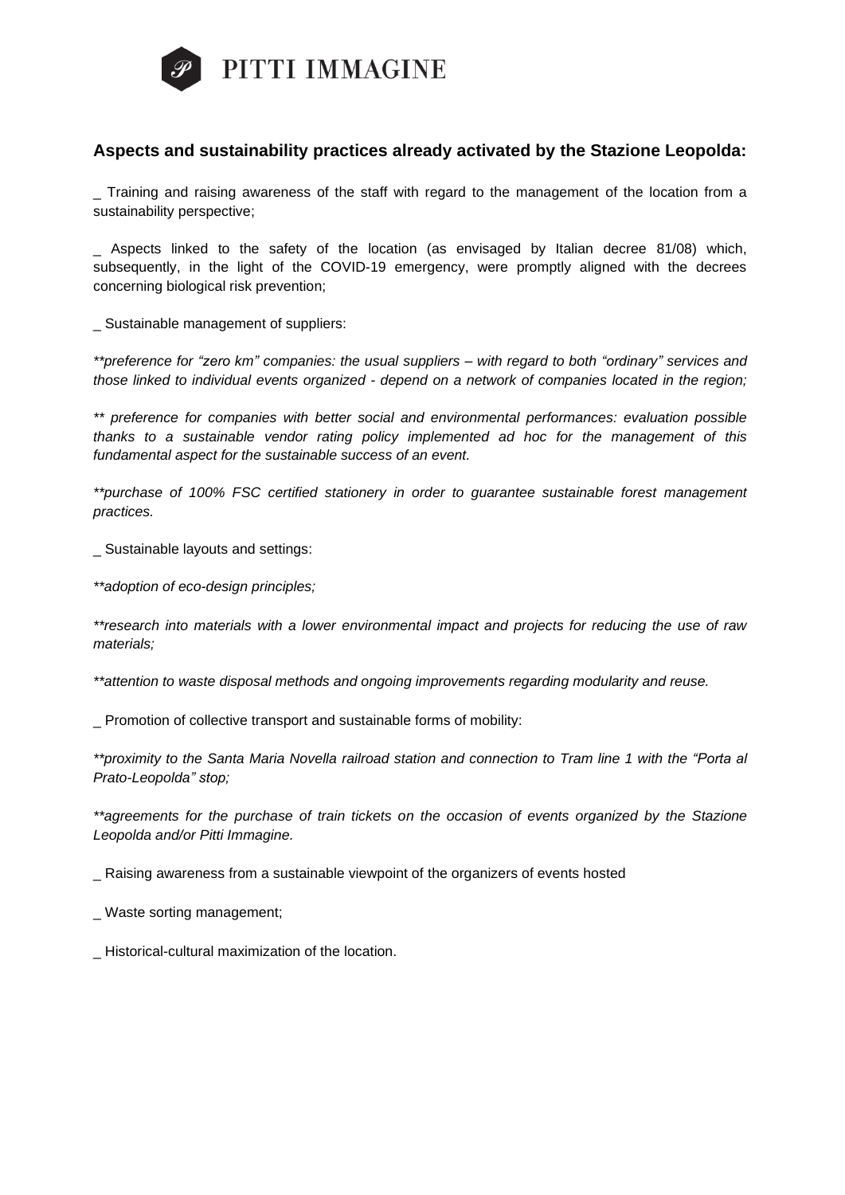PITTI IMMAGINE

## Aspects and sustainability practices already activated by the Stazione Leopolda:

_ Training and raising awareness of the staff with regard to the management of the location from a sustainability perspective;

_ Aspects linked to the safety of the location (as envisaged by Italian decree 81/08) which, subsequently, in the light of the COVID-19 emergency, were promptly aligned with the decrees concerning biological risk prevention;

_ Sustainable management of suppliers:

*\*\*preference for "zero km" companies: the usual suppliers – with regard to both "ordinary" services and those linked to individual events organized - depend on a network of companies located in the region;*

*\*\* preference for companies with better social and environmental performances: evaluation possible thanks to a sustainable vendor rating policy implemented ad hoc for the management of this fundamental aspect for the sustainable success of an event.*

*\*\*purchase of 100% FSC certified stationery in order to guarantee sustainable forest management practices.*

_ Sustainable layouts and settings:

*\*\*adoption of eco-design principles;*

*\*\*research into materials with a lower environmental impact and projects for reducing the use of raw materials;*

*\*\*attention to waste disposal methods and ongoing improvements regarding modularity and reuse.*

_ Promotion of collective transport and sustainable forms of mobility:

*\*\*proximity to the Santa Maria Novella railroad station and connection to Tram line 1 with the "Porta al Prato-Leopolda" stop;*

*\*\*agreements for the purchase of train tickets on the occasion of events organized by the Stazione Leopolda and/or Pitti Immagine.*

_ Raising awareness from a sustainable viewpoint of the organizers of events hosted

_ Waste sorting management;

_ Historical-cultural maximization of the location.